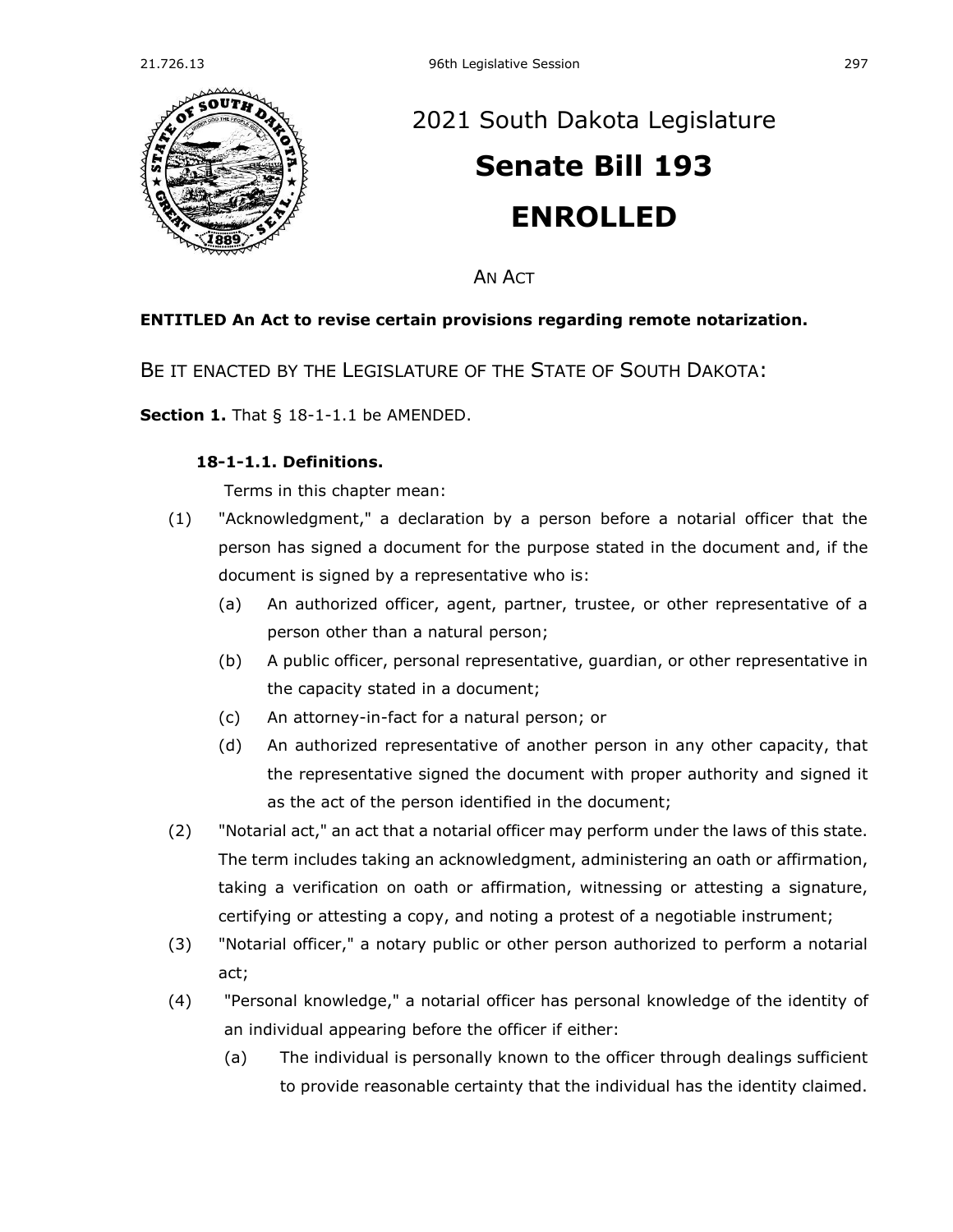# 2021 South Dakota Legislature

# Senate Bill 193

# ENROLLED

AN ACT

**ENTITLED An Act to revise certain provisions regarding remote notarization.**

BE IT ENACTED BY THE LEGISLATURE OF THE STATE OF SOUTH DAKOTA:

**Section 1.** That § 18-1-1.1 be AMENDED.

**18-1-1.1. Definitions.**

Terms in this chapter mean:

(1) "Acknowledgment," a declaration by a person before a notarial officer that the person has signed a document for the purpose stated in the document and, if the document is signed by a representative who is:

(a) An authorized officer, agent, partner, trustee, or other representative of a person other than a natural person;

(b) A public officer, personal representative, guardian, or other representative in the capacity stated in a document;

(c) An attorney-in-fact for a natural person; or

(d) An authorized representative of another person in any other capacity, that the representative signed the document with proper authority and signed it as the act of the person identified in the document;

(2) "Notarial act," an act that a notarial officer may perform under the laws of this state. The term includes taking an acknowledgment, administering an oath or affirmation, taking a verification on oath or affirmation, witnessing or attesting a signature, certifying or attesting a copy, and noting a protest of a negotiable instrument;

(3) "Notarial officer," a notary public or other person authorized to perform a notarial act;

(4) "Personal knowledge," a notarial officer has personal knowledge of the identity of an individual appearing before the officer if either:

(a) The individual is personally known to the officer through dealings sufficient to provide reasonable certainty that the individual has the identity claimed.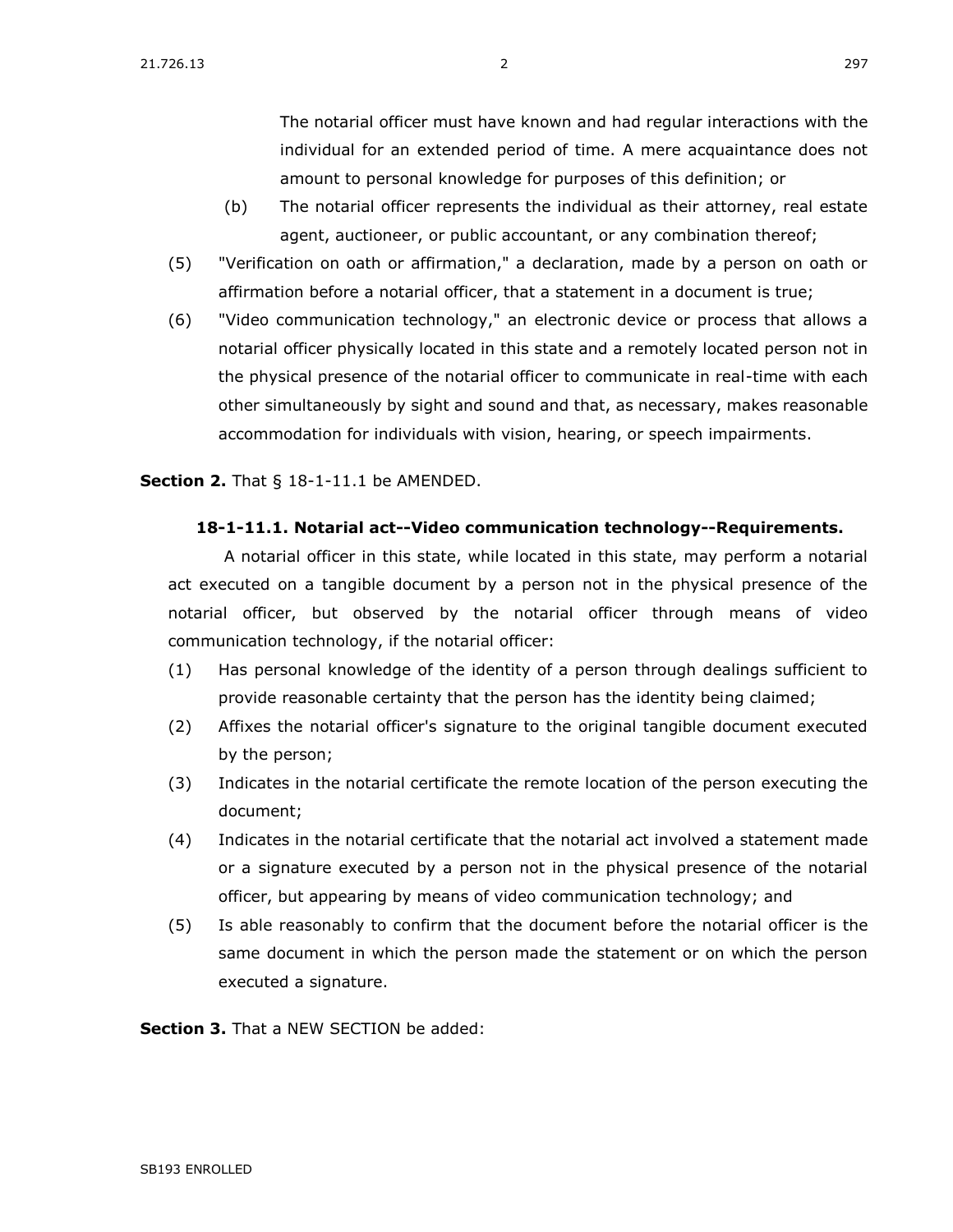The notarial officer must have known and had regular interactions with the individual for an extended period of time. A mere acquaintance does not amount to personal knowledge for purposes of this definition; or

(b) The notarial officer represents the individual as their attorney, real estate agent, auctioneer, or public accountant, or any combination thereof;

(5) "Verification on oath or affirmation," a declaration, made by a person on oath or affirmation before a notarial officer, that a statement in a document is true;

(6) "Video communication technology," an electronic device or process that allows a notarial officer physically located in this state and a remotely located person not in the physical presence of the notarial officer to communicate in real-time with each other simultaneously by sight and sound and that, as necessary, makes reasonable accommodation for individuals with vision, hearing, or speech impairments.

**Section 2.** That § 18-1-11.1 be AMENDED.

**18-1-11.1. Notarial act--Video communication technology--Requirements.**

A notarial officer in this state, while located in this state, may perform a notarial act executed on a tangible document by a person not in the physical presence of the notarial officer, but observed by the notarial officer through means of video communication technology, if the notarial officer:

(1) Has personal knowledge of the identity of a person through dealings sufficient to provide reasonable certainty that the person has the identity being claimed;

(2) Affixes the notarial officer's signature to the original tangible document executed by the person;

(3) Indicates in the notarial certificate the remote location of the person executing the document;

(4) Indicates in the notarial certificate that the notarial act involved a statement made or a signature executed by a person not in the physical presence of the notarial officer, but appearing by means of video communication technology; and

(5) Is able reasonably to confirm that the document before the notarial officer is the same document in which the person made the statement or on which the person executed a signature.

**Section 3.** That a NEW SECTION be added: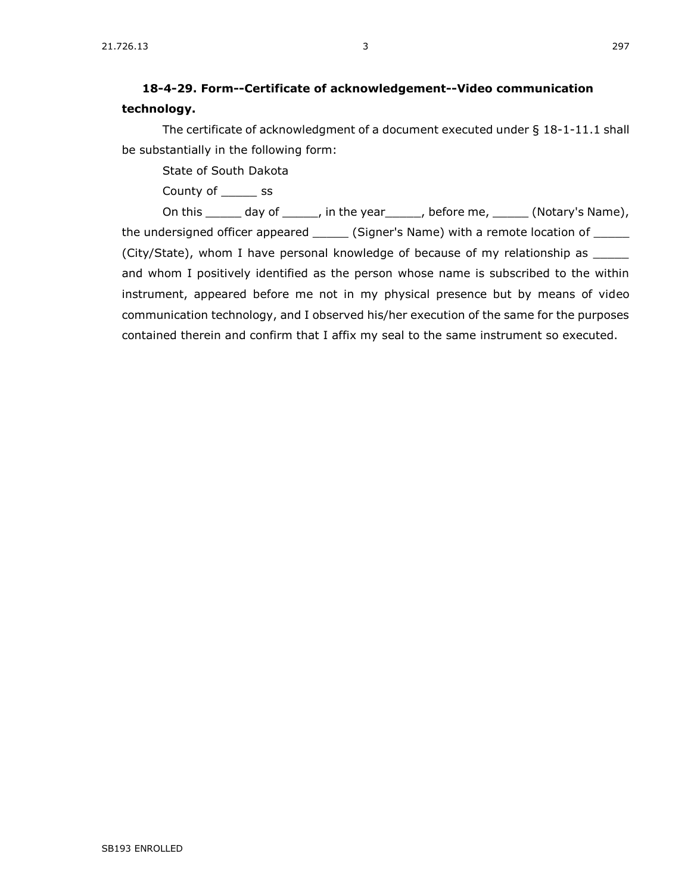**18-4-29. Form--Certificate of acknowledgement--Video communication technology.**

The certificate of acknowledgment of a document executed under § 18-1-11.1 shall be substantially in the following form:

State of South Dakota

County of _____ ss

On this _____ day of _____, in the year_____, before me, _____ (Notary's Name), the undersigned officer appeared _____ (Signer's Name) with a remote location of _____ (City/State), whom I have personal knowledge of because of my relationship as _____ and whom I positively identified as the person whose name is subscribed to the within instrument, appeared before me not in my physical presence but by means of video communication technology, and I observed his/her execution of the same for the purposes contained therein and confirm that I affix my seal to the same instrument so executed.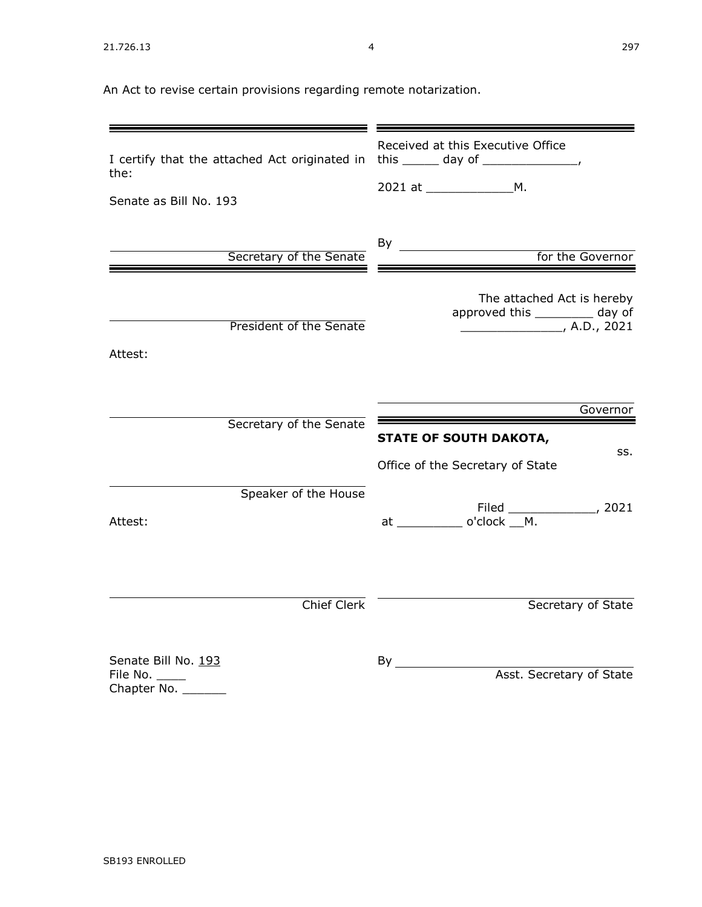An Act to revise certain provisions regarding remote notarization.

I certify that the attached Act originated in the:

Senate as Bill No. 193

\_\_\_\_\_\_\_\_\_\_\_\_\_\_\_\_\_\_\_\_\_\_\_\_\_\_\_\_
Secretary of the Senate

\_\_\_\_\_\_\_\_\_\_\_\_\_\_\_\_\_\_\_\_\_\_\_\_\_\_\_\_
President of the Senate

Attest:

\_\_\_\_\_\_\_\_\_\_\_\_\_\_\_\_\_\_\_\_\_\_\_\_\_\_\_\_
Secretary of the Senate

\_\_\_\_\_\_\_\_\_\_\_\_\_\_\_\_\_\_\_\_\_\_\_\_\_\_\_\_
Speaker of the House

Attest:

\_\_\_\_\_\_\_\_\_\_\_\_\_\_\_\_\_\_\_\_\_\_\_\_\_\_\_\_
Chief Clerk

Senate Bill No. 193
File No. ____
Chapter No. ______

Received at this Executive Office this _____ day of _____________,

2021 at ____________M.

By \_\_\_\_\_\_\_\_\_\_\_\_\_\_\_\_\_\_\_\_\_\_\_\_\_\_\_\_
for the Governor

The attached Act is hereby approved this ________ day of ______________, A.D., 2021

\_\_\_\_\_\_\_\_\_\_\_\_\_\_\_\_\_\_\_\_\_\_\_\_\_\_\_\_
Governor

**STATE OF SOUTH DAKOTA,**

ss.

Office of the Secretary of State

Filed ____________, 2021 at _________ o'clock __M.

\_\_\_\_\_\_\_\_\_\_\_\_\_\_\_\_\_\_\_\_\_\_\_\_\_\_\_\_
Secretary of State

By \_\_\_\_\_\_\_\_\_\_\_\_\_\_\_\_\_\_\_\_\_\_\_\_\_\_\_\_
Asst. Secretary of State